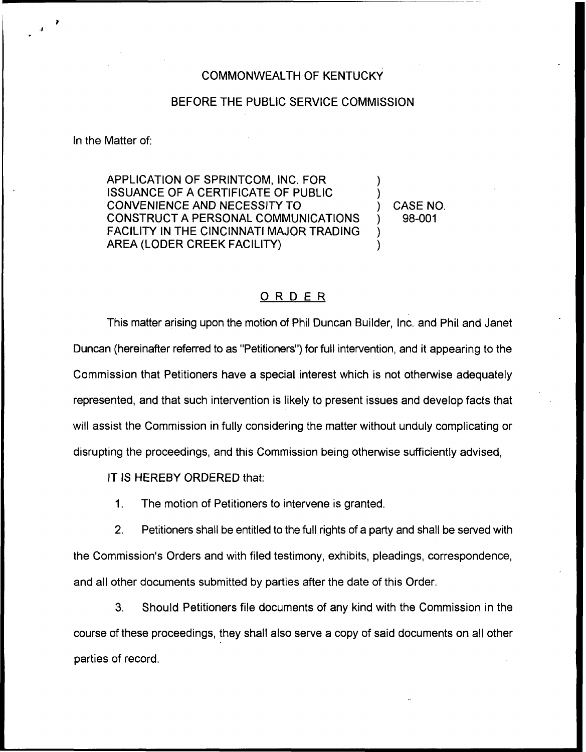COMMONWEALTH OF KENTUCKY

BEFORE THE PUBLIC SERVICE COMMISSION

In the Matter of:

APPLICATION OF SPRINTCOM, INC. FOR ISSUANCE OF A CERTIFICATE OF PUBLIC CONVENIENCE AND NECESSITY TO CONSTRUCT A PERSONAL COMMUNICATIONS FACILITY IN THE CINCINNATI MAJOR TRADING AREA (LODER CREEK FACILITY) ) CASE NO. 98-001

## ORDER

This matter arising upon the motion of Phil Duncan Builder, Inc. and Phil and Janet Duncan (hereinafter referred to as "Petitioners") for full intervention, and it appearing to the Commission that Petitioners have a special interest which is not otherwise adequately represented, and that such intervention is likely to present issues and develop facts that will assist the Commission in fully considering the matter without unduly complicating or disrupting the proceedings, and this Commission being otherwise sufficiently advised,

IT IS HEREBY ORDERED that:

1. The motion of Petitioners to intervene is granted.

2. Petitioners shall be entitled to the full rights of a party and shall be served with the Commission's Orders and with filed testimony, exhibits, pleadings, correspondence, and all other documents submitted by parties after the date of this Order.

3. Should Petitioners file documents of any kind with the Commission in the course of these proceedings, they shall also serve a copy of said documents on all other parties of record.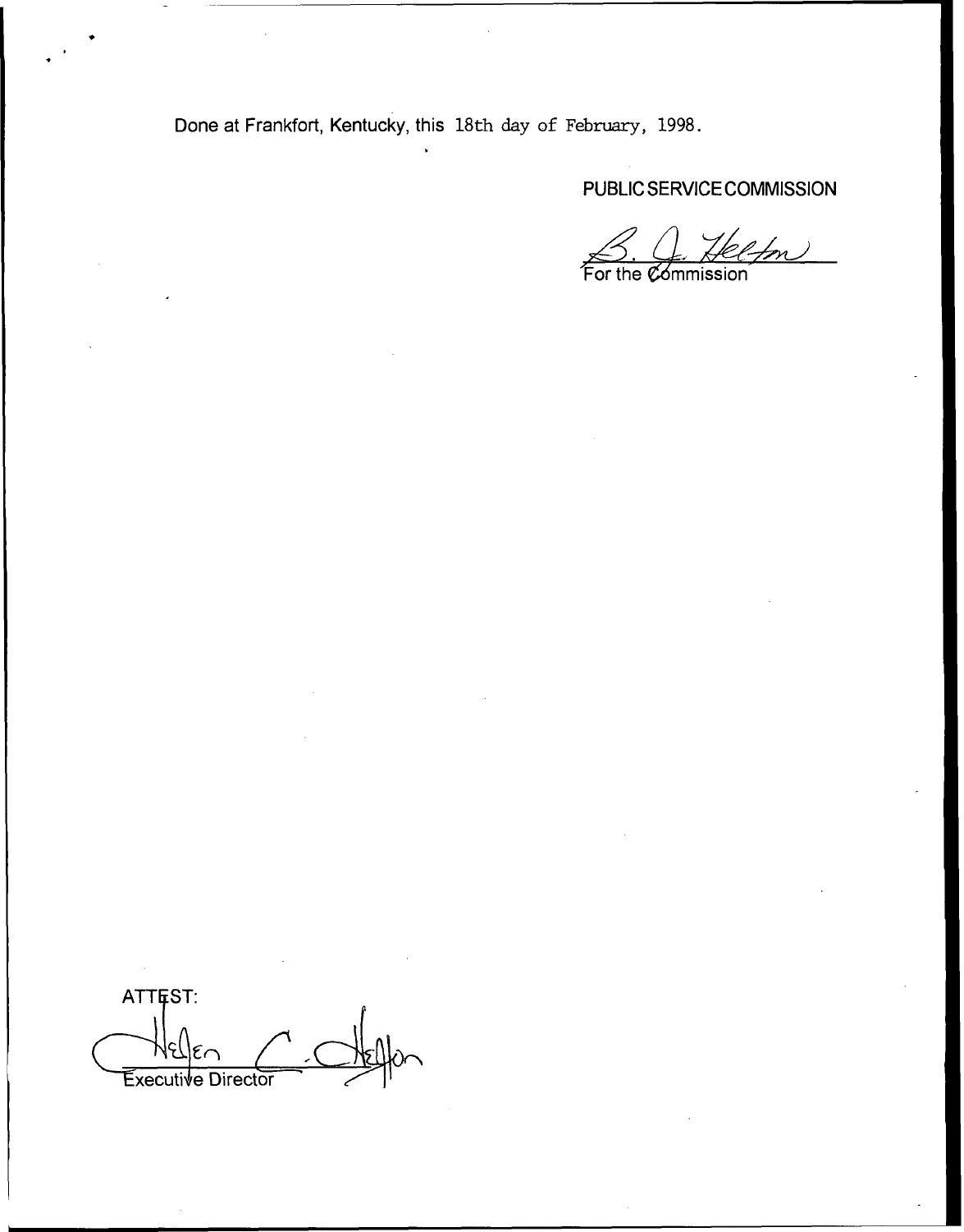Done at Frankfort, Kentucky, this 18th day of February, 1998.

PUBLIC SERVICE COMMISSION

For the Commission

ATTEST:

Executive Director